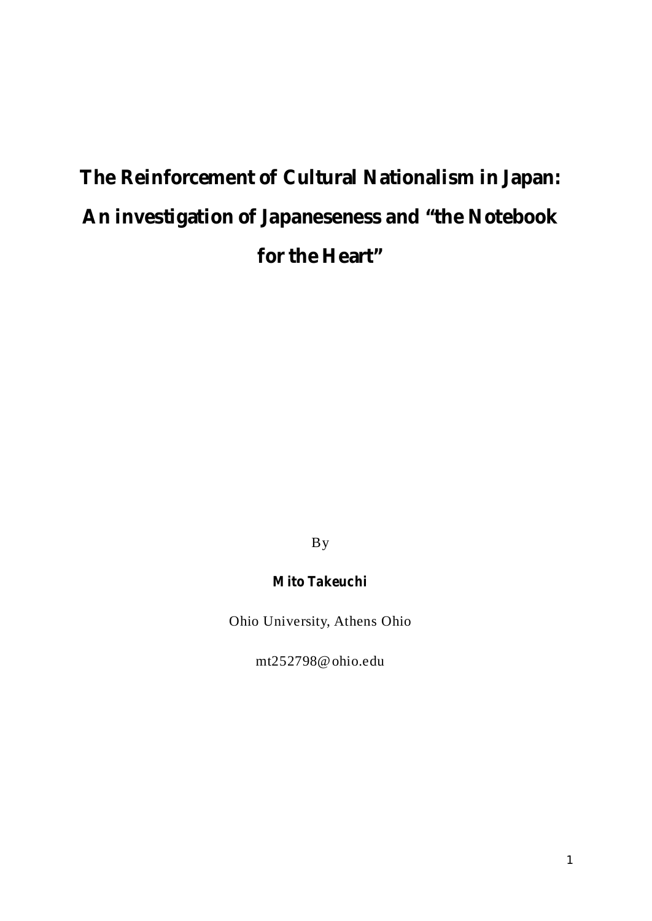# The Reinforcement of Cultural Nationalism in Japan: An investigation of Japaneseness and "the Notebook for the Heart"

By

**Mito Takeuchi**

Ohio University, Athens Ohio

mt252798@ohio.edu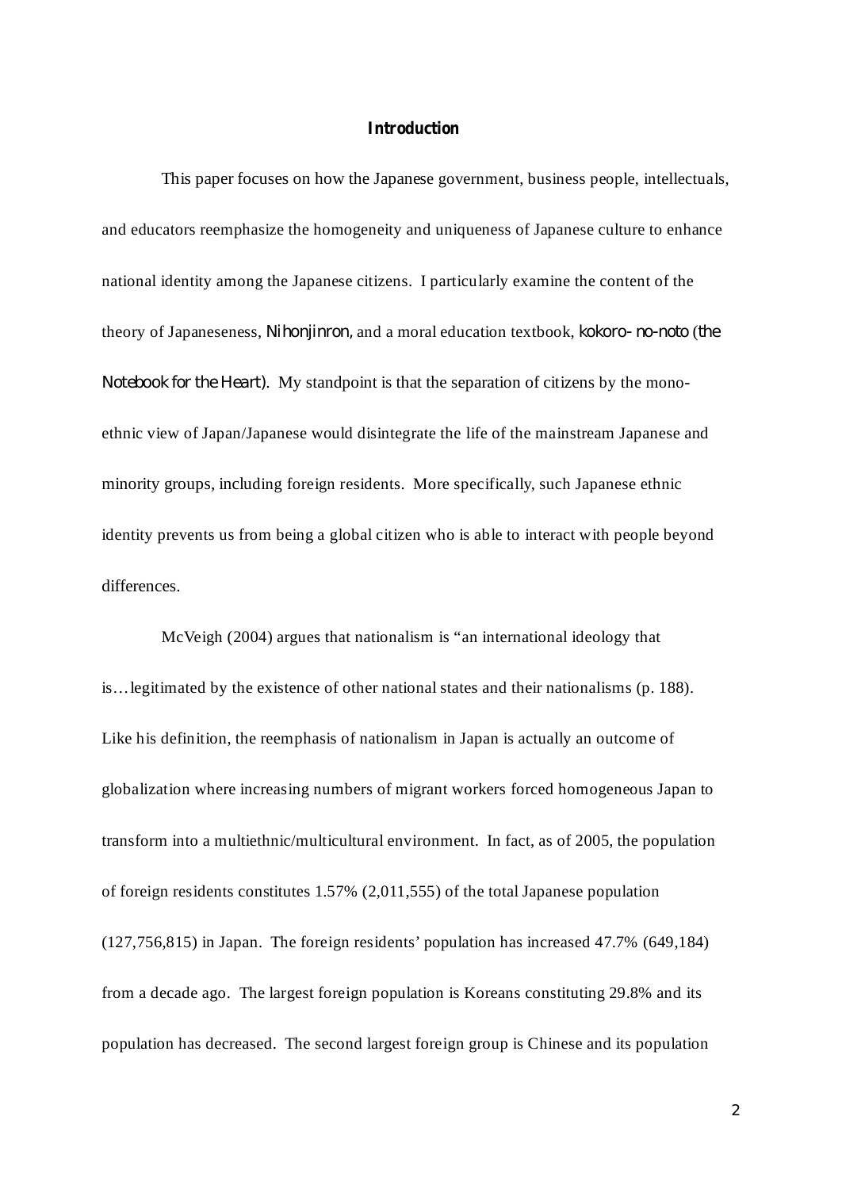## Introduction

This paper focuses on how the Japanese government, business people, intellectuals, and educators reemphasize the homogeneity and uniqueness of Japanese culture to enhance national identity among the Japanese citizens. I particularly examine the content of the theory of Japaneseness, *Nihonjinron*, and a moral education textbook, *kokoro- no-noto* (*the Notebook for the Heart*). My standpoint is that the separation of citizens by the mono-ethnic view of Japan/Japanese would disintegrate the life of the mainstream Japanese and minority groups, including foreign residents. More specifically, such Japanese ethnic identity prevents us from being a global citizen who is able to interact with people beyond differences.

McVeigh (2004) argues that nationalism is "an international ideology that is…legitimated by the existence of other national states and their nationalisms (p. 188). Like his definition, the reemphasis of nationalism in Japan is actually an outcome of globalization where increasing numbers of migrant workers forced homogeneous Japan to transform into a multiethnic/multicultural environment. In fact, as of 2005, the population of foreign residents constitutes 1.57% (2,011,555) of the total Japanese population (127,756,815) in Japan. The foreign residents' population has increased 47.7% (649,184) from a decade ago. The largest foreign population is Koreans constituting 29.8% and its population has decreased. The second largest foreign group is Chinese and its population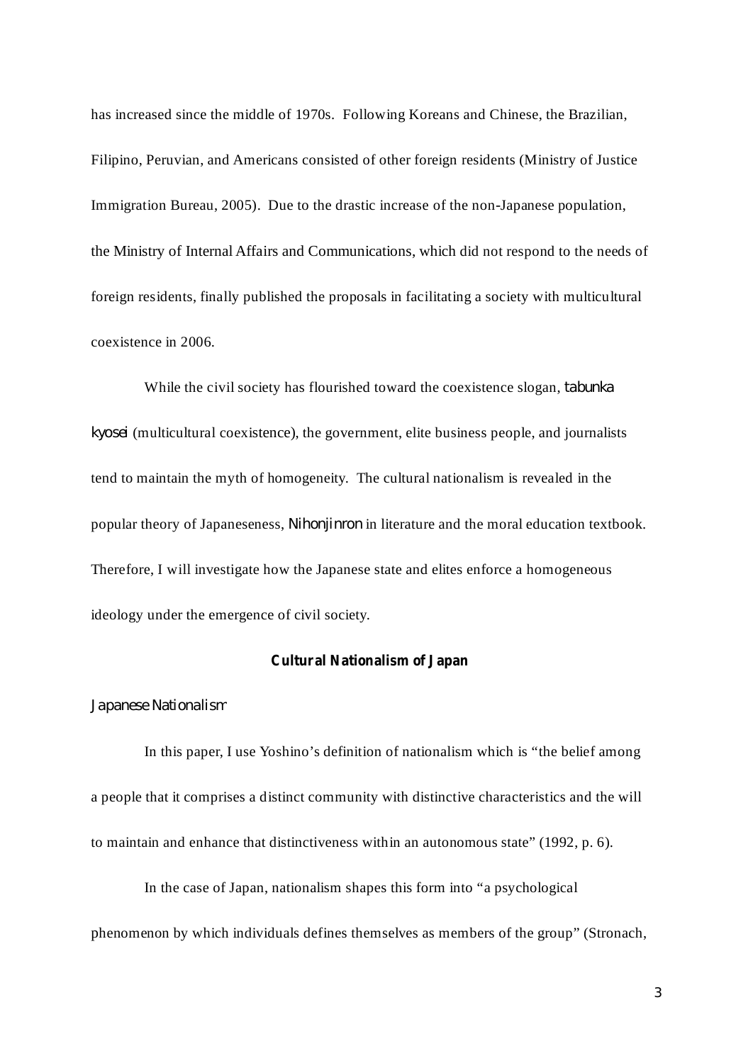has increased since the middle of 1970s. Following Koreans and Chinese, the Brazilian, Filipino, Peruvian, and Americans consisted of other foreign residents (Ministry of Justice Immigration Bureau, 2005). Due to the drastic increase of the non-Japanese population, the Ministry of Internal Affairs and Communications, which did not respond to the needs of foreign residents, finally published the proposals in facilitating a society with multicultural coexistence in 2006.

While the civil society has flourished toward the coexistence slogan, *tabunka kyosei* (multicultural coexistence), the government, elite business people, and journalists tend to maintain the myth of homogeneity. The cultural nationalism is revealed in the popular theory of Japaneseness, *Nihonjinron* in literature and the moral education textbook. Therefore, I will investigate how the Japanese state and elites enforce a homogeneous ideology under the emergence of civil society.

## Cultural Nationalism of Japan

### *Japanese Nationalism*

In this paper, I use Yoshino's definition of nationalism which is "the belief among a people that it comprises a distinct community with distinctive characteristics and the will to maintain and enhance that distinctiveness within an autonomous state" (1992, p. 6).

In the case of Japan, nationalism shapes this form into "a psychological phenomenon by which individuals defines themselves as members of the group" (Stronach,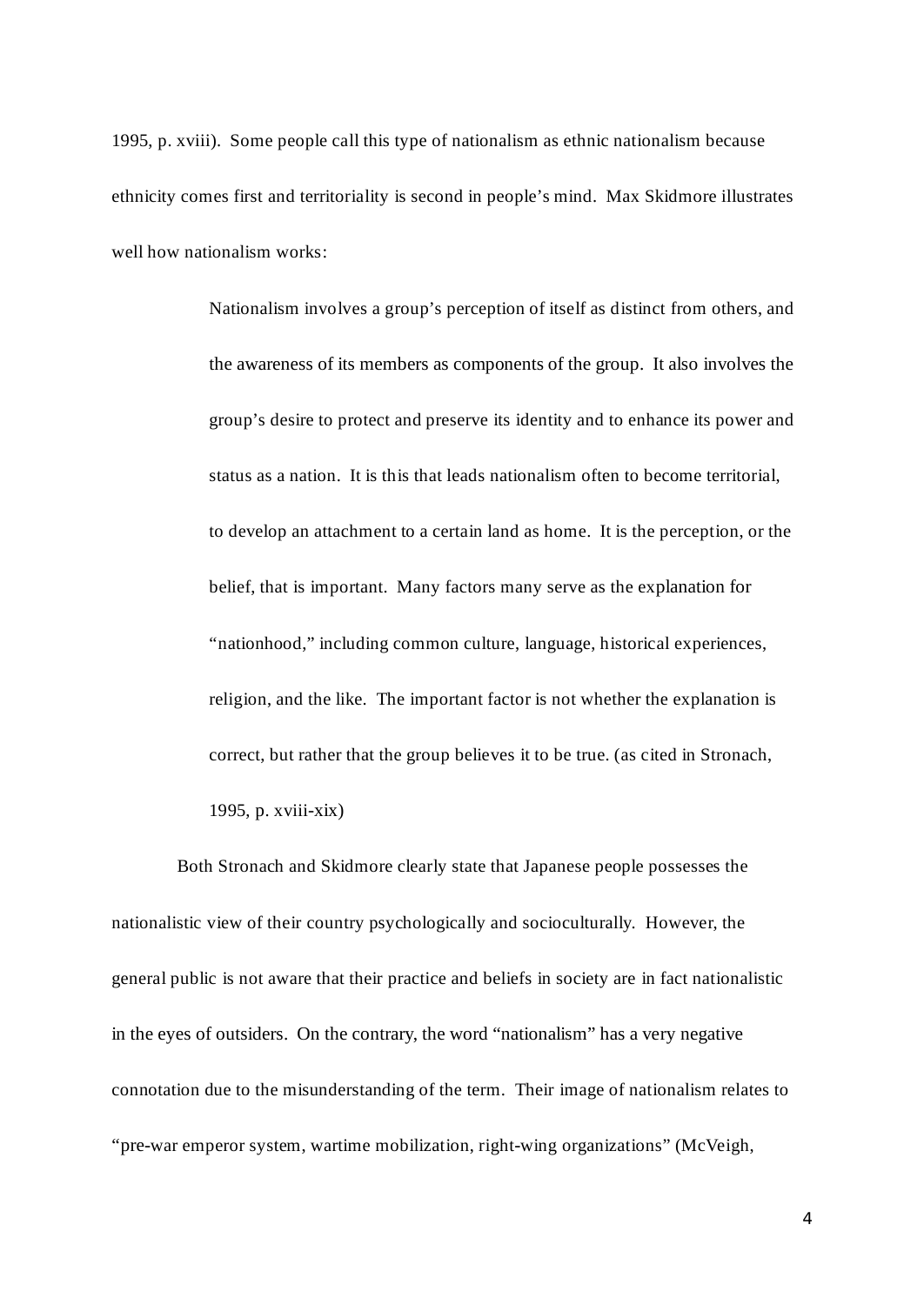1995, p. xviii). Some people call this type of nationalism as ethnic nationalism because ethnicity comes first and territoriality is second in people's mind. Max Skidmore illustrates well how nationalism works:

> Nationalism involves a group's perception of itself as distinct from others, and the awareness of its members as components of the group. It also involves the group's desire to protect and preserve its identity and to enhance its power and status as a nation. It is this that leads nationalism often to become territorial, to develop an attachment to a certain land as home. It is the perception, or the belief, that is important. Many factors many serve as the explanation for "nationhood," including common culture, language, historical experiences, religion, and the like. The important factor is not whether the explanation is correct, but rather that the group believes it to be true. (as cited in Stronach, 1995, p. xviii-xix)

Both Stronach and Skidmore clearly state that Japanese people possesses the nationalistic view of their country psychologically and socioculturally. However, the general public is not aware that their practice and beliefs in society are in fact nationalistic in the eyes of outsiders. On the contrary, the word "nationalism" has a very negative connotation due to the misunderstanding of the term. Their image of nationalism relates to "pre-war emperor system, wartime mobilization, right-wing organizations" (McVeigh,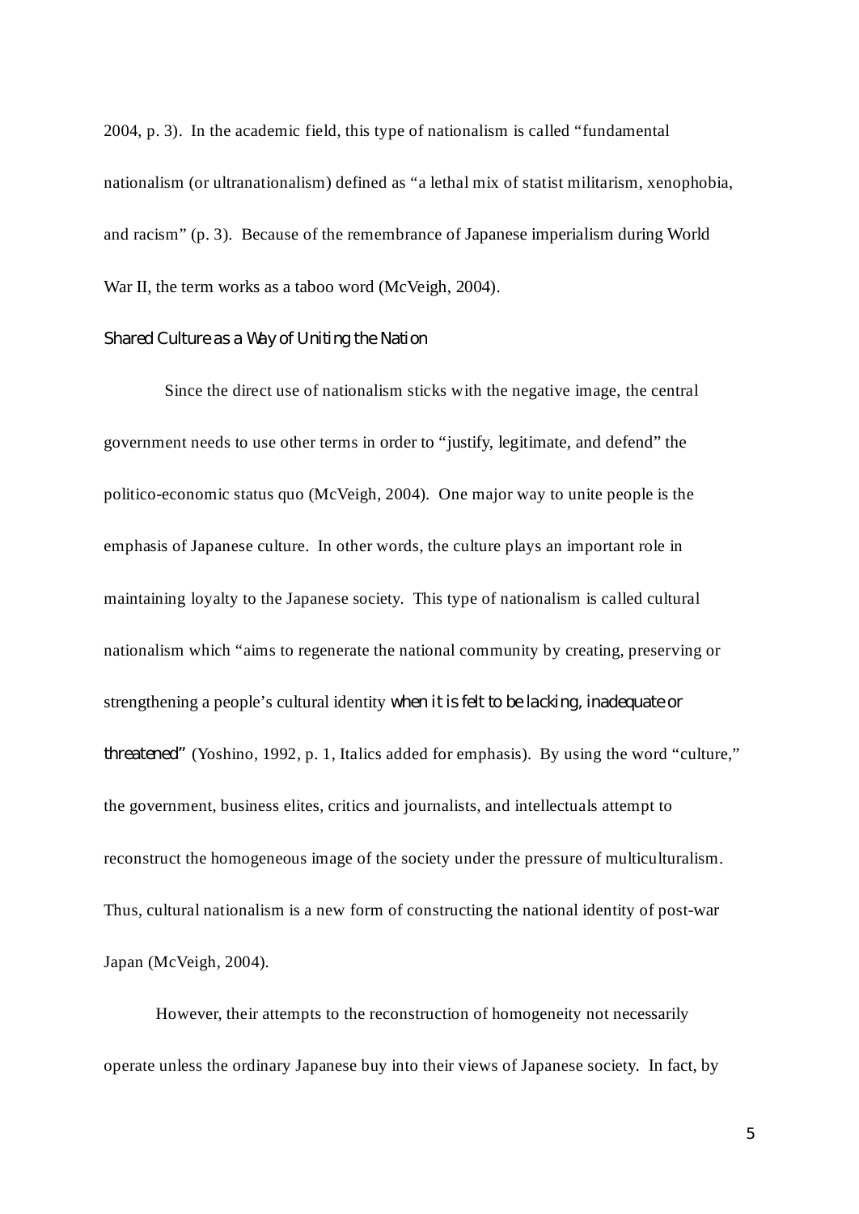2004, p. 3). In the academic field, this type of nationalism is called "fundamental nationalism (or ultranationalism) defined as "a lethal mix of statist militarism, xenophobia, and racism" (p. 3). Because of the remembrance of Japanese imperialism during World War II, the term works as a taboo word (McVeigh, 2004).

*Shared Culture as a Way of Uniting the Nation*

Since the direct use of nationalism sticks with the negative image, the central government needs to use other terms in order to "justify, legitimate, and defend" the politico-economic status quo (McVeigh, 2004). One major way to unite people is the emphasis of Japanese culture. In other words, the culture plays an important role in maintaining loyalty to the Japanese society. This type of nationalism is called cultural nationalism which "aims to regenerate the national community by creating, preserving or strengthening a people's cultural identity *when it is felt to be lacking, inadequate or threatened*" (Yoshino, 1992, p. 1, Italics added for emphasis). By using the word "culture," the government, business elites, critics and journalists, and intellectuals attempt to reconstruct the homogeneous image of the society under the pressure of multiculturalism. Thus, cultural nationalism is a new form of constructing the national identity of post-war Japan (McVeigh, 2004).

However, their attempts to the reconstruction of homogeneity not necessarily operate unless the ordinary Japanese buy into their views of Japanese society. In fact, by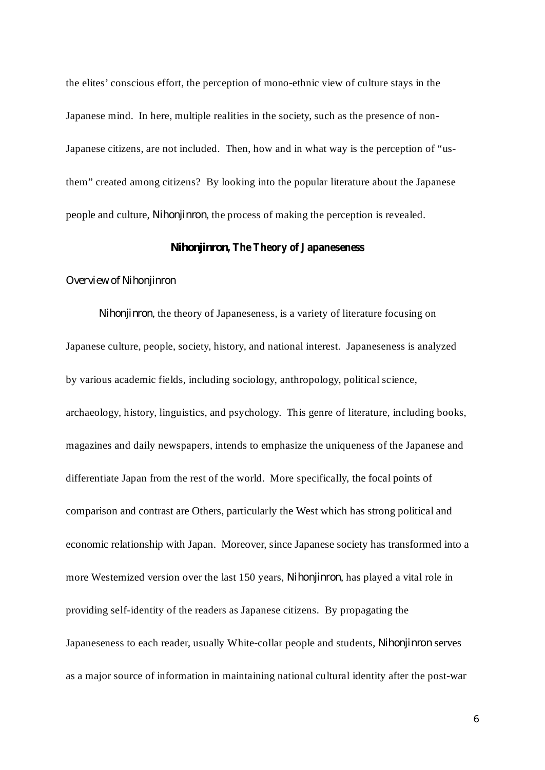the elites' conscious effort, the perception of mono-ethnic view of culture stays in the Japanese mind. In here, multiple realities in the society, such as the presence of non-Japanese citizens, are not included. Then, how and in what way is the perception of "us-them" created among citizens? By looking into the popular literature about the Japanese people and culture, *Nihonjinron*, the process of making the perception is revealed.

## *Nihonjinron*, The Theory of Japaneseness

### *Overview of Nihonjinron*

*Nihonjinron*, the theory of Japaneseness, is a variety of literature focusing on Japanese culture, people, society, history, and national interest. Japaneseness is analyzed by various academic fields, including sociology, anthropology, political science, archaeology, history, linguistics, and psychology. This genre of literature, including books, magazines and daily newspapers, intends to emphasize the uniqueness of the Japanese and differentiate Japan from the rest of the world. More specifically, the focal points of comparison and contrast are Others, particularly the West which has strong political and economic relationship with Japan. Moreover, since Japanese society has transformed into a more Westernized version over the last 150 years, *Nihonjinron*, has played a vital role in providing self-identity of the readers as Japanese citizens. By propagating the Japaneseness to each reader, usually White-collar people and students, *Nihonjinron* serves as a major source of information in maintaining national cultural identity after the post-war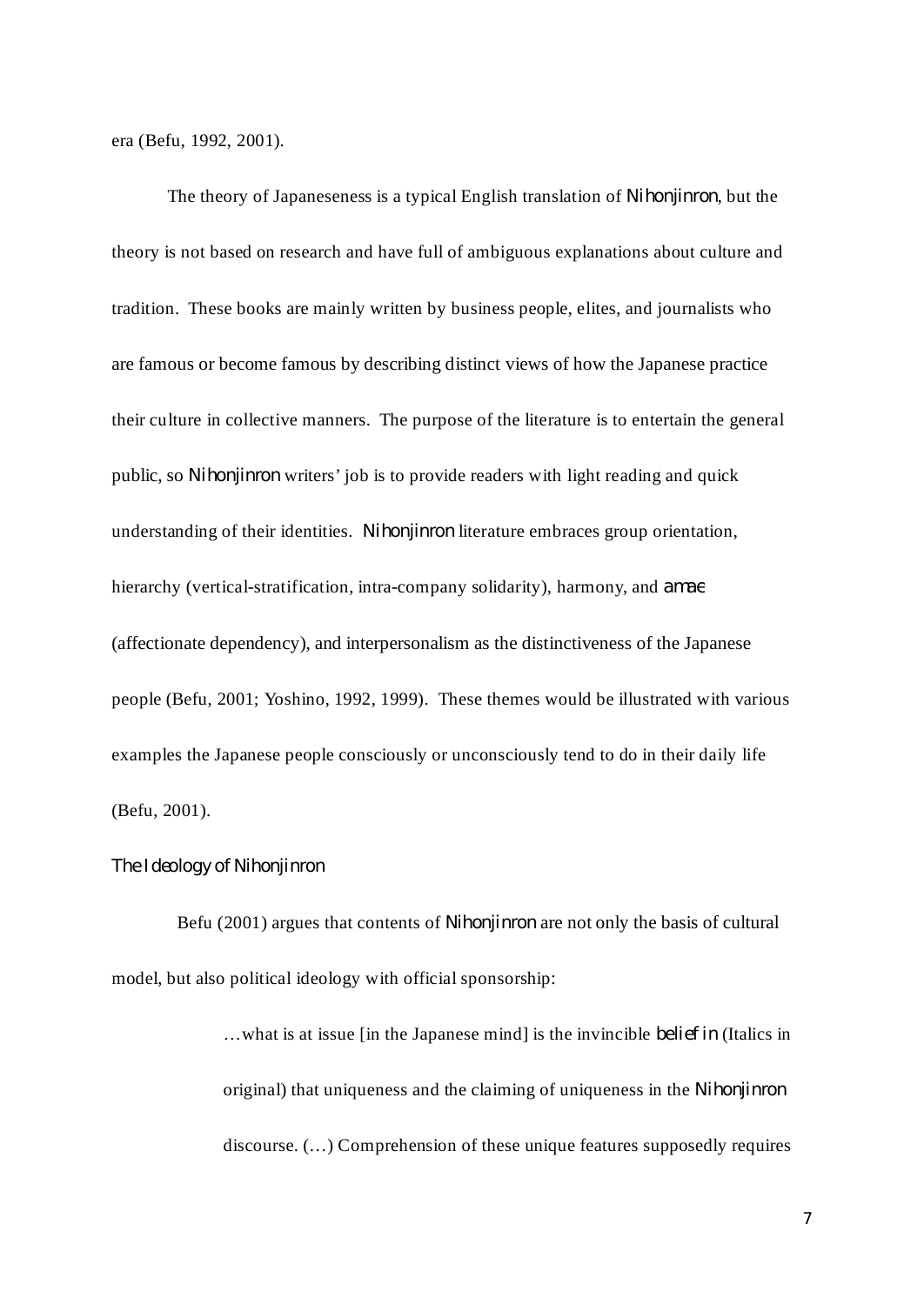era (Befu, 1992, 2001).

The theory of Japaneseness is a typical English translation of *Nihonjinron*, but the theory is not based on research and have full of ambiguous explanations about culture and tradition. These books are mainly written by business people, elites, and journalists who are famous or become famous by describing distinct views of how the Japanese practice their culture in collective manners. The purpose of the literature is to entertain the general public, so *Nihonjinron* writers' job is to provide readers with light reading and quick understanding of their identities. *Nihonjinron* literature embraces group orientation, hierarchy (vertical-stratification, intra-company solidarity), harmony, and *amae* (affectionate dependency), and interpersonalism as the distinctiveness of the Japanese people (Befu, 2001; Yoshino, 1992, 1999). These themes would be illustrated with various examples the Japanese people consciously or unconsciously tend to do in their daily life (Befu, 2001).

### The Ideology of Nihonjinron

Befu (2001) argues that contents of *Nihonjinron* are not only the basis of cultural model, but also political ideology with official sponsorship:

> …what is at issue [in the Japanese mind] is the invincible *belief in* (Italics in original) that uniqueness and the claiming of uniqueness in the *Nihonjinron* discourse. (…) Comprehension of these unique features supposedly requires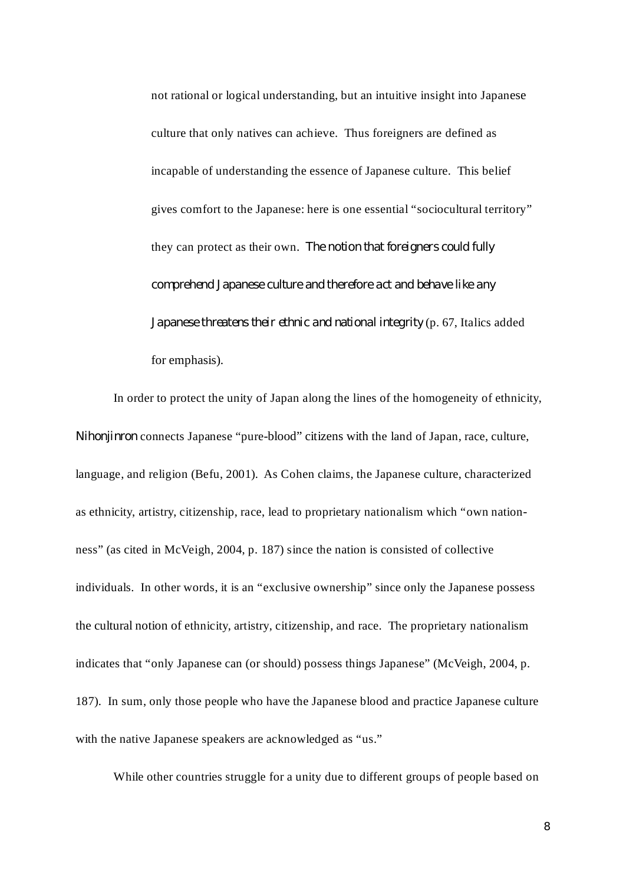> not rational or logical understanding, but an intuitive insight into Japanese culture that only natives can achieve. Thus foreigners are defined as incapable of understanding the essence of Japanese culture. This belief gives comfort to the Japanese: here is one essential "sociocultural territory" they can protect as their own. *The notion that foreigners could fully comprehend Japanese culture and therefore act and behave like any Japanese threatens their ethnic and national integrity* (p. 67, Italics added for emphasis).

In order to protect the unity of Japan along the lines of the homogeneity of ethnicity, *Nihonjinron* connects Japanese "pure-blood" citizens with the land of Japan, race, culture, language, and religion (Befu, 2001). As Cohen claims, the Japanese culture, characterized as ethnicity, artistry, citizenship, race, lead to proprietary nationalism which "own nation-ness" (as cited in McVeigh, 2004, p. 187) since the nation is consisted of collective individuals. In other words, it is an "exclusive ownership" since only the Japanese possess the cultural notion of ethnicity, artistry, citizenship, and race. The proprietary nationalism indicates that "only Japanese can (or should) possess things Japanese" (McVeigh, 2004, p. 187). In sum, only those people who have the Japanese blood and practice Japanese culture with the native Japanese speakers are acknowledged as "us."

While other countries struggle for a unity due to different groups of people based on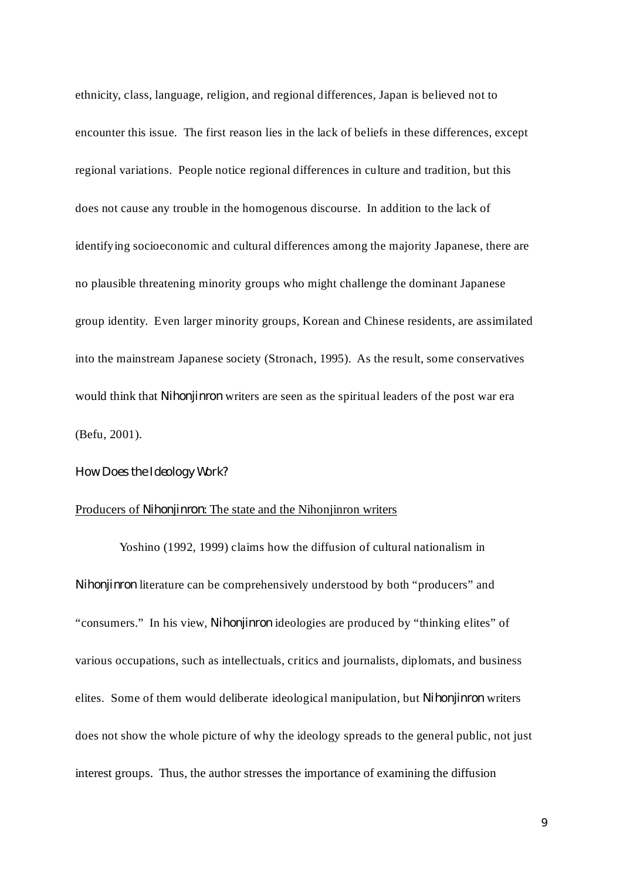ethnicity, class, language, religion, and regional differences, Japan is believed not to encounter this issue. The first reason lies in the lack of beliefs in these differences, except regional variations. People notice regional differences in culture and tradition, but this does not cause any trouble in the homogenous discourse. In addition to the lack of identifying socioeconomic and cultural differences among the majority Japanese, there are no plausible threatening minority groups who might challenge the dominant Japanese group identity. Even larger minority groups, Korean and Chinese residents, are assimilated into the mainstream Japanese society (Stronach, 1995). As the result, some conservatives would think that *Nihonjinron* writers are seen as the spiritual leaders of the post war era (Befu, 2001).

### *How Does the Ideology Work?*

<u>Producers of *Nihonjinron*: The state and the Nihonjinron writers</u>

Yoshino (1992, 1999) claims how the diffusion of cultural nationalism in *Nihonjinron* literature can be comprehensively understood by both "producers" and "consumers." In his view, *Nihonjinron* ideologies are produced by "thinking elites" of various occupations, such as intellectuals, critics and journalists, diplomats, and business elites. Some of them would deliberate ideological manipulation, but *Nihonjinron* writers does not show the whole picture of why the ideology spreads to the general public, not just interest groups. Thus, the author stresses the importance of examining the diffusion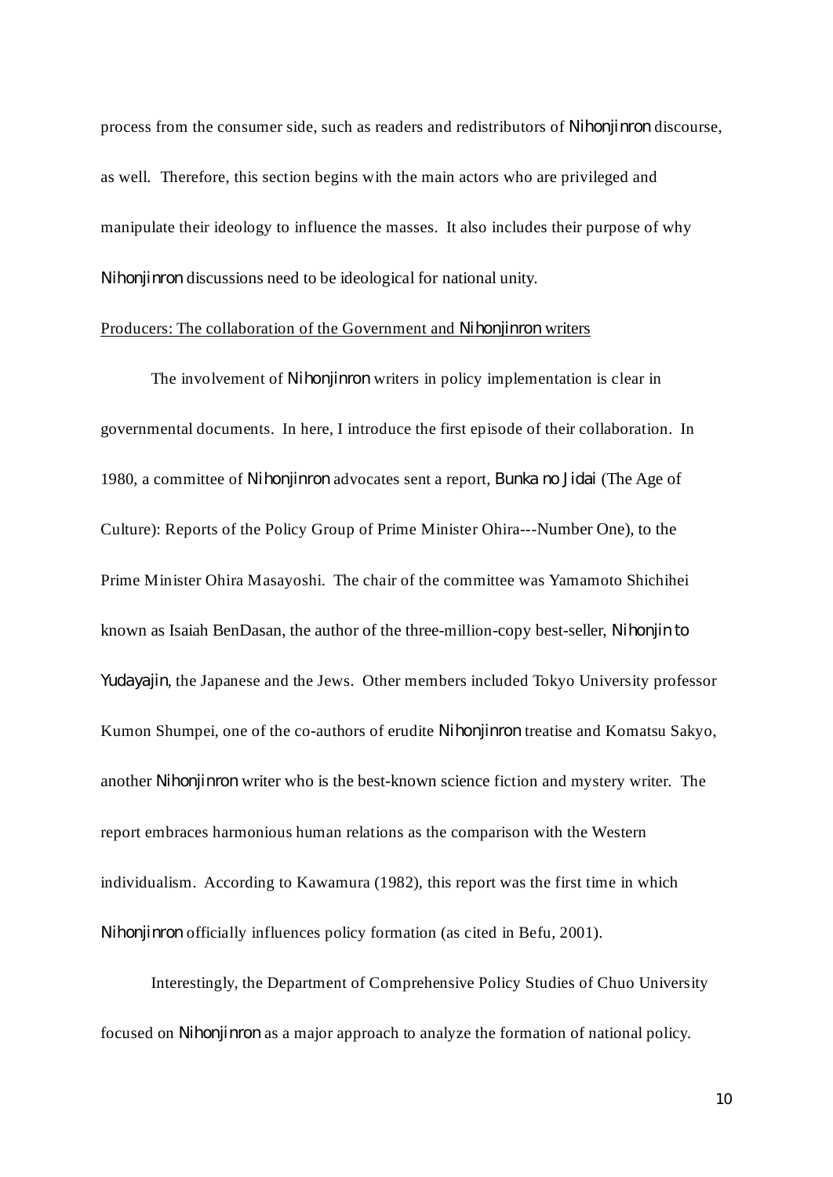process from the consumer side, such as readers and redistributors of *Nihonjinron* discourse, as well. Therefore, this section begins with the main actors who are privileged and manipulate their ideology to influence the masses. It also includes their purpose of why *Nihonjinron* discussions need to be ideological for national unity.

<u>Producers: The collaboration of the Government and *Nihonjinron* writers</u>

The involvement of *Nihonjinron* writers in policy implementation is clear in governmental documents. In here, I introduce the first episode of their collaboration. In 1980, a committee of *Nihonjinron* advocates sent a report, *Bunka no Jidai* (The Age of Culture): Reports of the Policy Group of Prime Minister Ohira---Number One), to the Prime Minister Ohira Masayoshi. The chair of the committee was Yamamoto Shichihei known as Isaiah BenDasan, the author of the three-million-copy best-seller, *Nihonjin to Yudayajin*, the Japanese and the Jews. Other members included Tokyo University professor Kumon Shumpei, one of the co-authors of erudite *Nihonjinron* treatise and Komatsu Sakyo, another *Nihonjinron* writer who is the best-known science fiction and mystery writer. The report embraces harmonious human relations as the comparison with the Western individualism. According to Kawamura (1982), this report was the first time in which *Nihonjinron* officially influences policy formation (as cited in Befu, 2001).

Interestingly, the Department of Comprehensive Policy Studies of Chuo University focused on *Nihonjinron* as a major approach to analyze the formation of national policy.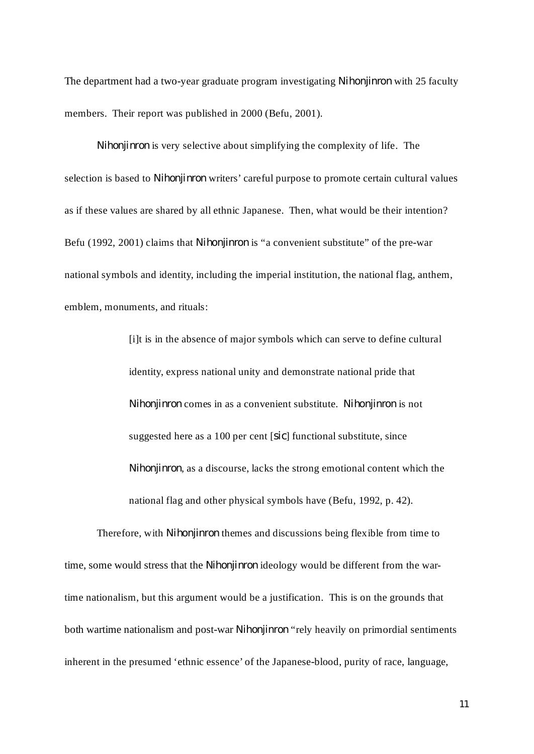The department had a two-year graduate program investigating *Nihonjinron* with 25 faculty members. Their report was published in 2000 (Befu, 2001).

*Nihonjinron* is very selective about simplifying the complexity of life. The selection is based to *Nihonjinron* writers' careful purpose to promote certain cultural values as if these values are shared by all ethnic Japanese. Then, what would be their intention? Befu (1992, 2001) claims that *Nihonjinron* is "a convenient substitute" of the pre-war national symbols and identity, including the imperial institution, the national flag, anthem, emblem, monuments, and rituals:

> [i]t is in the absence of major symbols which can serve to define cultural identity, express national unity and demonstrate national pride that *Nihonjinron* comes in as a convenient substitute. *Nihonjinron* is not suggested here as a 100 per cent [*sic*] functional substitute, since *Nihonjinron*, as a discourse, lacks the strong emotional content which the national flag and other physical symbols have (Befu, 1992, p. 42).

Therefore, with *Nihonjinron* themes and discussions being flexible from time to time, some would stress that the *Nihonjinron* ideology would be different from the war-time nationalism, but this argument would be a justification. This is on the grounds that both wartime nationalism and post-war *Nihonjinron* "rely heavily on primordial sentiments inherent in the presumed 'ethnic essence' of the Japanese-blood, purity of race, language,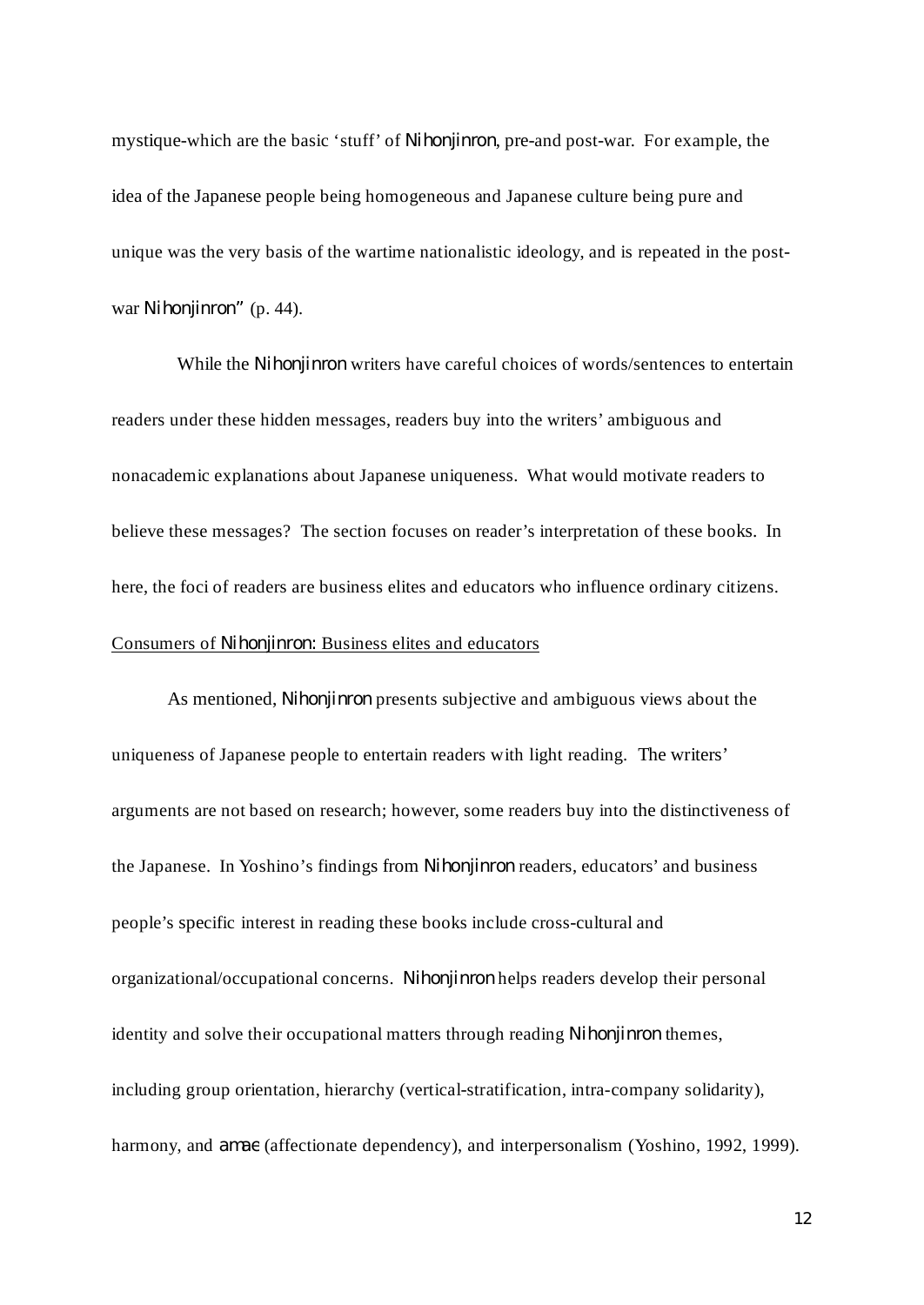mystique-which are the basic 'stuff' of *Nihonjinron*, pre-and post-war. For example, the idea of the Japanese people being homogeneous and Japanese culture being pure and unique was the very basis of the wartime nationalistic ideology, and is repeated in the post-war *Nihonjinron*" (p. 44).

While the *Nihonjinron* writers have careful choices of words/sentences to entertain readers under these hidden messages, readers buy into the writers' ambiguous and nonacademic explanations about Japanese uniqueness. What would motivate readers to believe these messages? The section focuses on reader's interpretation of these books. In here, the foci of readers are business elites and educators who influence ordinary citizens.

<u>Consumers of *Nihonjinron*: Business elites and educators</u>

As mentioned, *Nihonjinron* presents subjective and ambiguous views about the uniqueness of Japanese people to entertain readers with light reading. The writers' arguments are not based on research; however, some readers buy into the distinctiveness of the Japanese. In Yoshino's findings from *Nihonjinron* readers, educators' and business people's specific interest in reading these books include cross-cultural and organizational/occupational concerns. *Nihonjinron* helps readers develop their personal identity and solve their occupational matters through reading *Nihonjinron* themes, including group orientation, hierarchy (vertical-stratification, intra-company solidarity), harmony, and *amae* (affectionate dependency), and interpersonalism (Yoshino, 1992, 1999).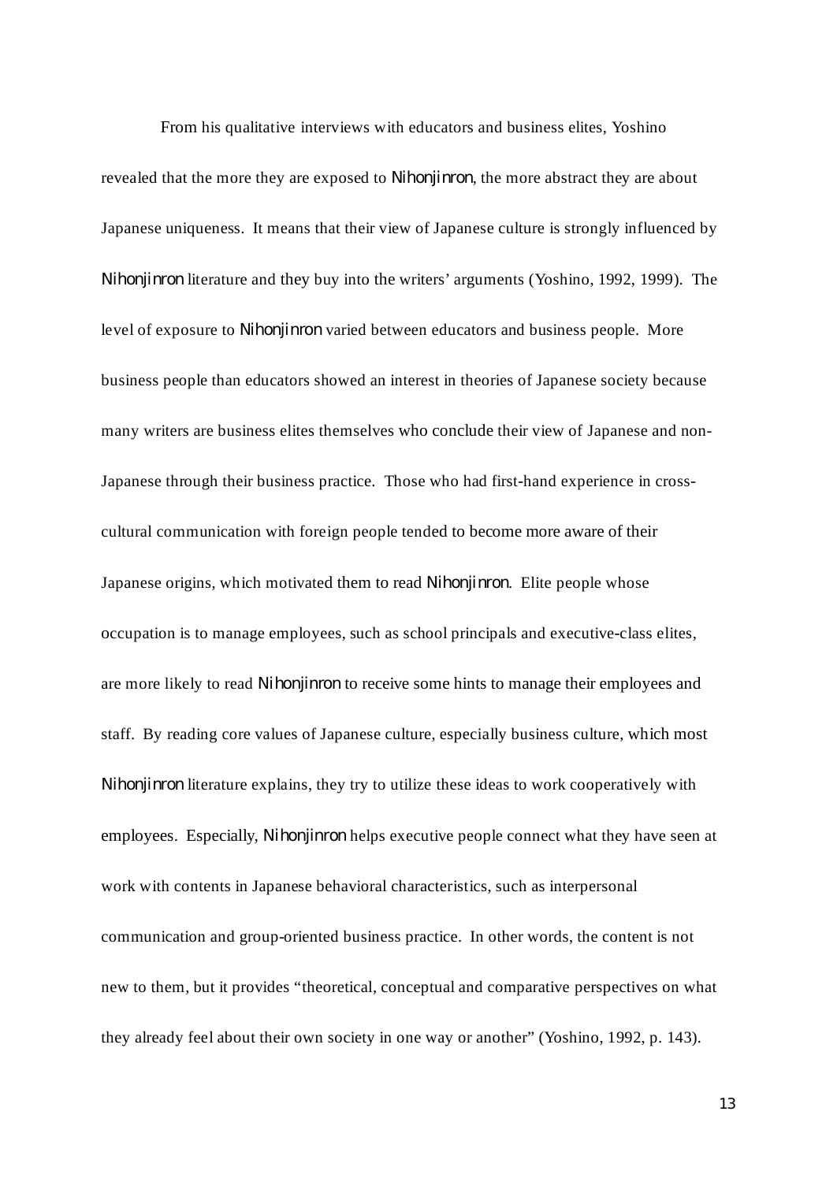From his qualitative interviews with educators and business elites, Yoshino revealed that the more they are exposed to *Nihonjinron*, the more abstract they are about Japanese uniqueness. It means that their view of Japanese culture is strongly influenced by *Nihonjinron* literature and they buy into the writers' arguments (Yoshino, 1992, 1999). The level of exposure to *Nihonjinron* varied between educators and business people. More business people than educators showed an interest in theories of Japanese society because many writers are business elites themselves who conclude their view of Japanese and non-Japanese through their business practice. Those who had first-hand experience in cross-cultural communication with foreign people tended to become more aware of their Japanese origins, which motivated them to read *Nihonjinron*. Elite people whose occupation is to manage employees, such as school principals and executive-class elites, are more likely to read *Nihonjinron* to receive some hints to manage their employees and staff. By reading core values of Japanese culture, especially business culture, which most *Nihonjinron* literature explains, they try to utilize these ideas to work cooperatively with employees. Especially, *Nihonjinron* helps executive people connect what they have seen at work with contents in Japanese behavioral characteristics, such as interpersonal communication and group-oriented business practice. In other words, the content is not new to them, but it provides "theoretical, conceptual and comparative perspectives on what they already feel about their own society in one way or another" (Yoshino, 1992, p. 143).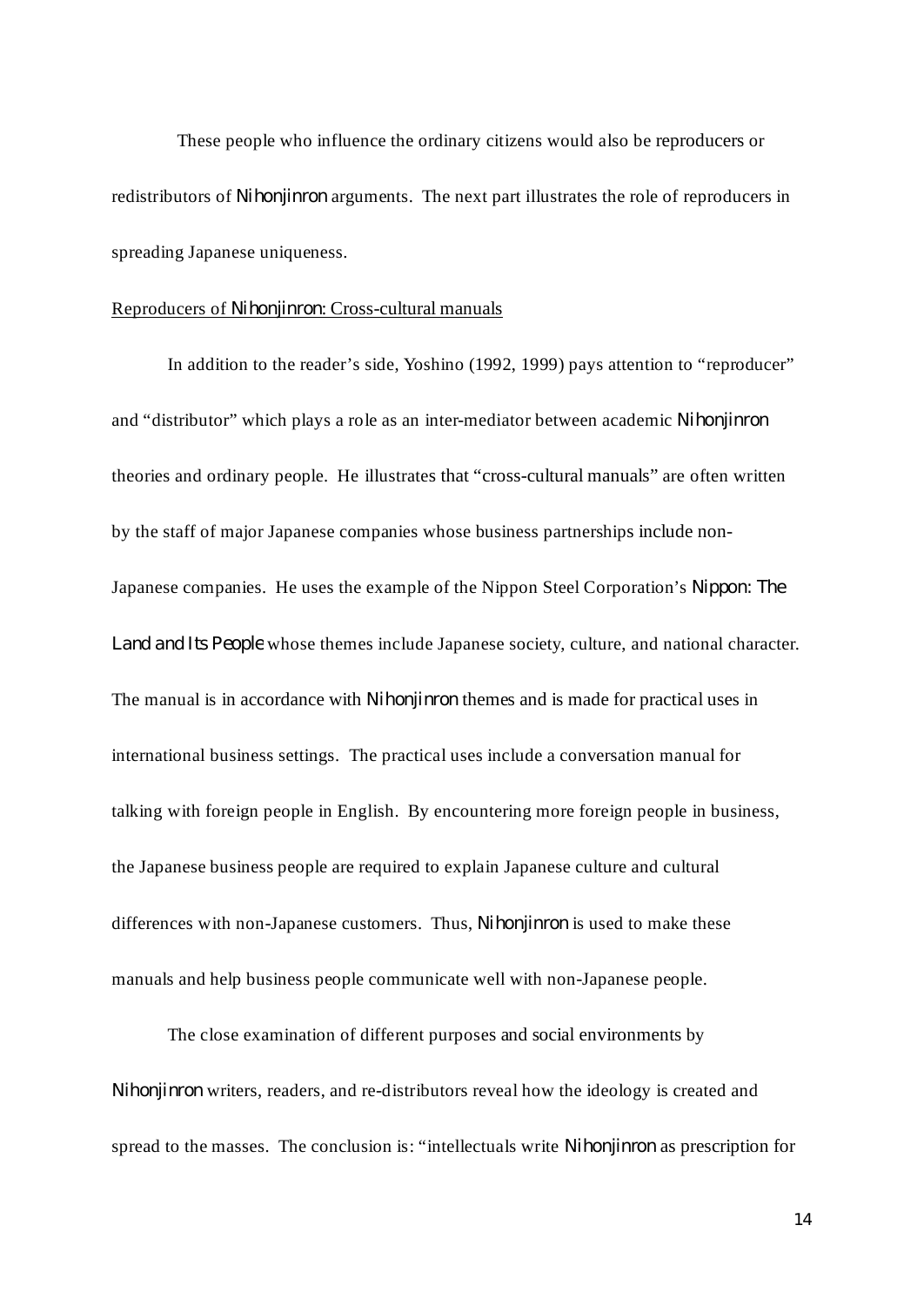These people who influence the ordinary citizens would also be reproducers or redistributors of *Nihonjinron* arguments. The next part illustrates the role of reproducers in spreading Japanese uniqueness.

### Reproducers of *Nihonjinron*: Cross-cultural manuals

In addition to the reader's side, Yoshino (1992, 1999) pays attention to "reproducer" and "distributor" which plays a role as an inter-mediator between academic *Nihonjinron* theories and ordinary people. He illustrates that "cross-cultural manuals" are often written by the staff of major Japanese companies whose business partnerships include non-Japanese companies. He uses the example of the Nippon Steel Corporation's *Nippon: The Land and Its People* whose themes include Japanese society, culture, and national character. The manual is in accordance with *Nihonjinron* themes and is made for practical uses in international business settings. The practical uses include a conversation manual for talking with foreign people in English. By encountering more foreign people in business, the Japanese business people are required to explain Japanese culture and cultural differences with non-Japanese customers. Thus, *Nihonjinron* is used to make these manuals and help business people communicate well with non-Japanese people.

The close examination of different purposes and social environments by *Nihonjinron* writers, readers, and re-distributors reveal how the ideology is created and spread to the masses. The conclusion is: "intellectuals write *Nihonjinron* as prescription for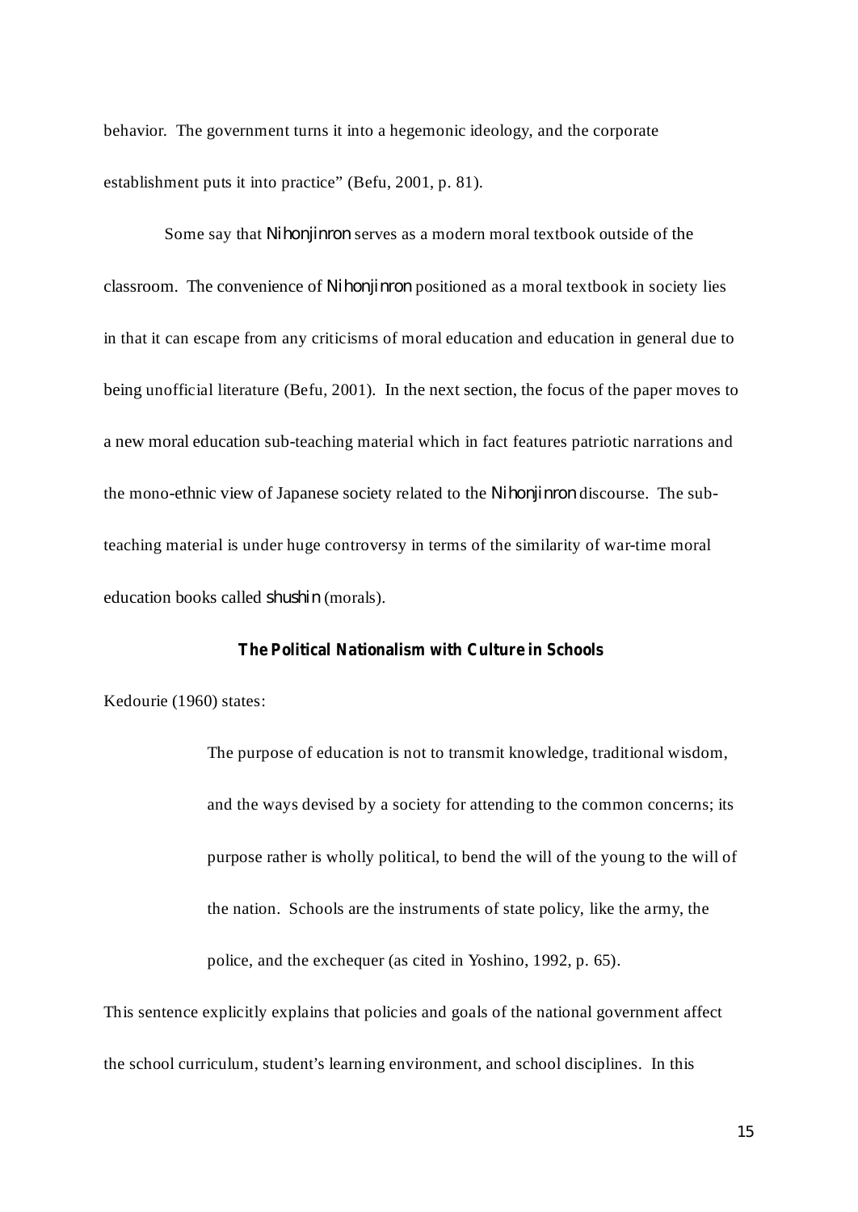behavior. The government turns it into a hegemonic ideology, and the corporate establishment puts it into practice" (Befu, 2001, p. 81).

Some say that *Nihonjinron* serves as a modern moral textbook outside of the classroom. The convenience of *Nihonjinron* positioned as a moral textbook in society lies in that it can escape from any criticisms of moral education and education in general due to being unofficial literature (Befu, 2001). In the next section, the focus of the paper moves to a new moral education sub-teaching material which in fact features patriotic narrations and the mono-ethnic view of Japanese society related to the *Nihonjinron* discourse. The sub-teaching material is under huge controversy in terms of the similarity of war-time moral education books called *shushin* (morals).

## The Political Nationalism with Culture in Schools

Kedourie (1960) states:

> The purpose of education is not to transmit knowledge, traditional wisdom, and the ways devised by a society for attending to the common concerns; its purpose rather is wholly political, to bend the will of the young to the will of the nation. Schools are the instruments of state policy, like the army, the police, and the exchequer (as cited in Yoshino, 1992, p. 65).

This sentence explicitly explains that policies and goals of the national government affect the school curriculum, student's learning environment, and school disciplines. In this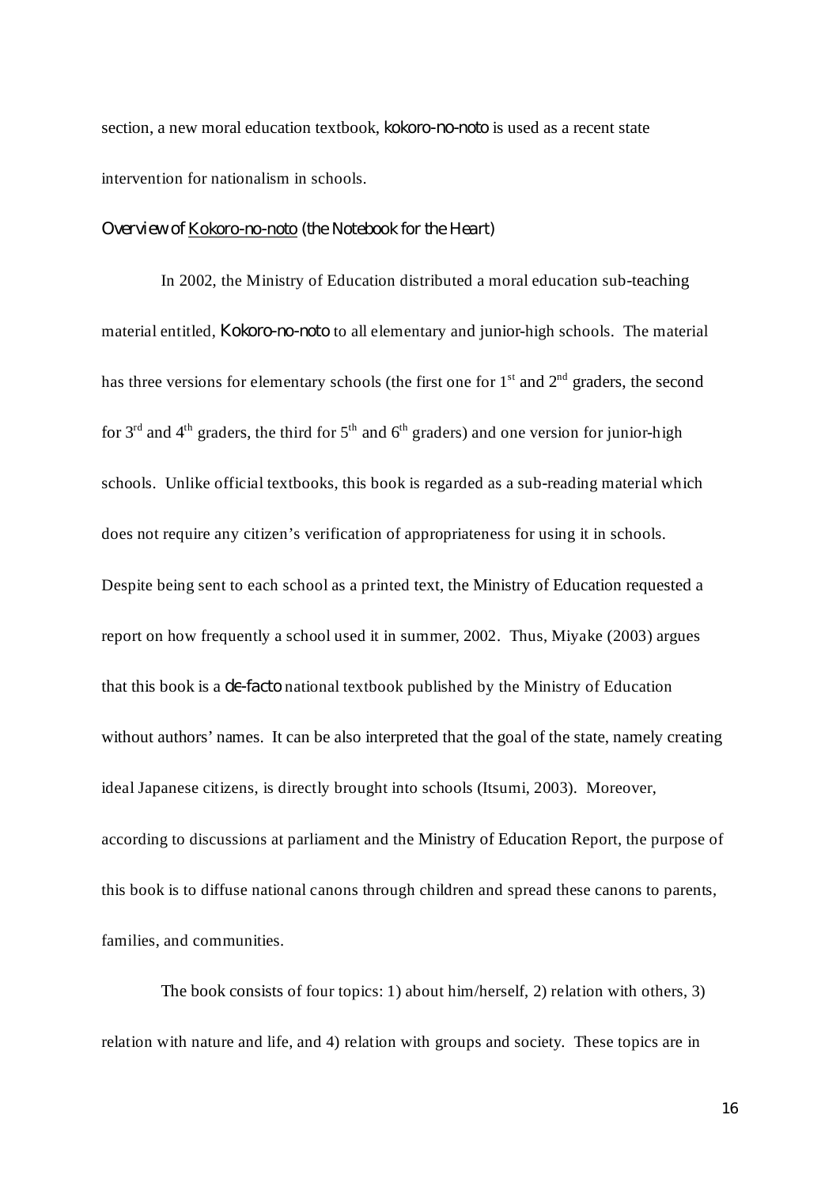section, a new moral education textbook, *kokoro-no-noto* is used as a recent state intervention for nationalism in schools.

### *Overview of Kokoro-no-noto (the Notebook for the Heart)*

In 2002, the Ministry of Education distributed a moral education sub-teaching material entitled, *Kokoro-no-noto* to all elementary and junior-high schools. The material has three versions for elementary schools (the first one for 1st and 2nd graders, the second for 3rd and 4th graders, the third for 5th and 6th graders) and one version for junior-high schools. Unlike official textbooks, this book is regarded as a sub-reading material which does not require any citizen's verification of appropriateness for using it in schools. Despite being sent to each school as a printed text, the Ministry of Education requested a report on how frequently a school used it in summer, 2002. Thus, Miyake (2003) argues that this book is a *de-facto* national textbook published by the Ministry of Education without authors' names. It can be also interpreted that the goal of the state, namely creating ideal Japanese citizens, is directly brought into schools (Itsumi, 2003). Moreover, according to discussions at parliament and the Ministry of Education Report, the purpose of this book is to diffuse national canons through children and spread these canons to parents, families, and communities.

The book consists of four topics: 1) about him/herself, 2) relation with others, 3) relation with nature and life, and 4) relation with groups and society. These topics are in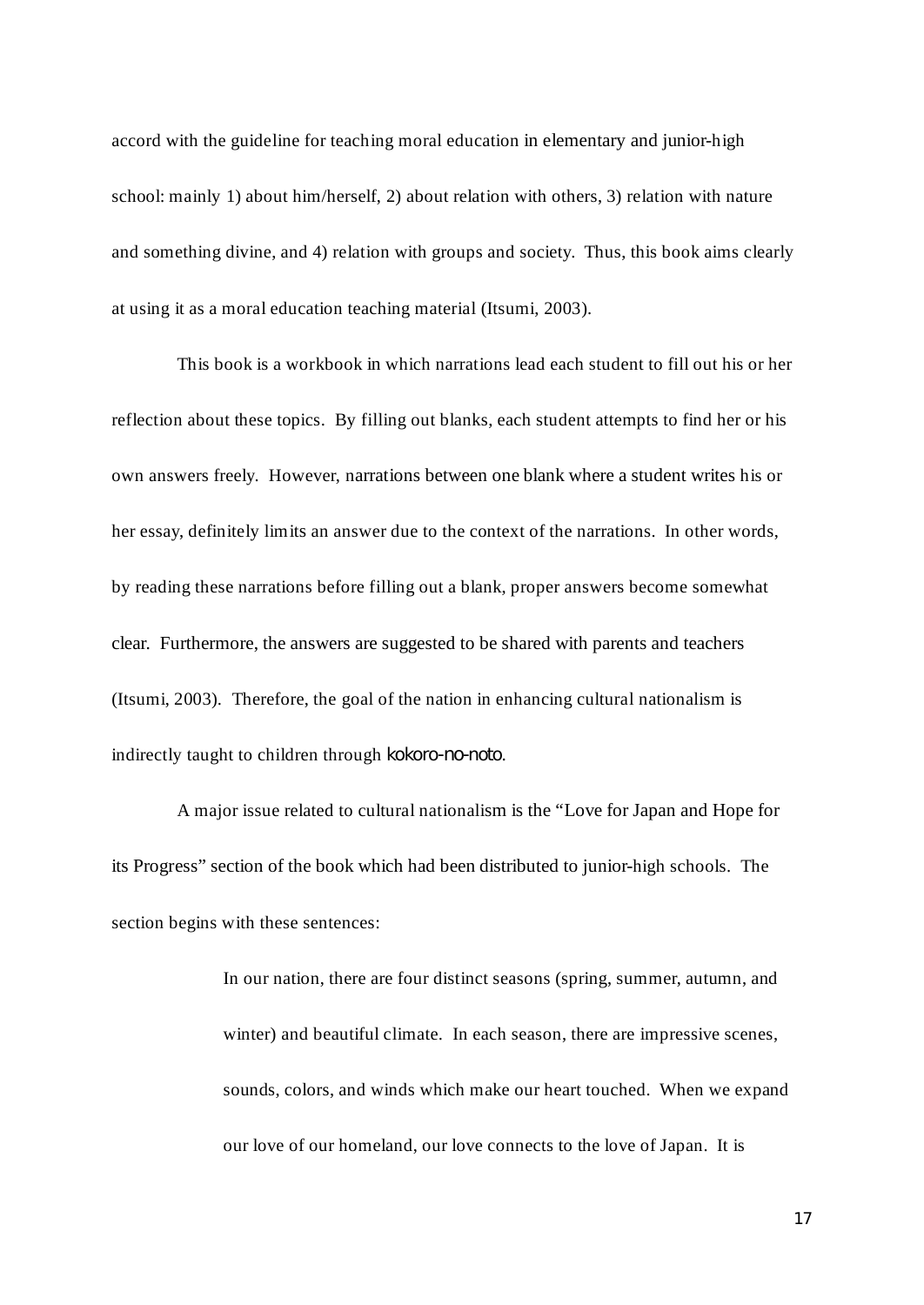accord with the guideline for teaching moral education in elementary and junior-high school: mainly 1) about him/herself, 2) about relation with others, 3) relation with nature and something divine, and 4) relation with groups and society. Thus, this book aims clearly at using it as a moral education teaching material (Itsumi, 2003).

This book is a workbook in which narrations lead each student to fill out his or her reflection about these topics. By filling out blanks, each student attempts to find her or his own answers freely. However, narrations between one blank where a student writes his or her essay, definitely limits an answer due to the context of the narrations. In other words, by reading these narrations before filling out a blank, proper answers become somewhat clear. Furthermore, the answers are suggested to be shared with parents and teachers (Itsumi, 2003). Therefore, the goal of the nation in enhancing cultural nationalism is indirectly taught to children through kokoro-no-noto.

A major issue related to cultural nationalism is the "Love for Japan and Hope for its Progress" section of the book which had been distributed to junior-high schools. The section begins with these sentences:

> In our nation, there are four distinct seasons (spring, summer, autumn, and winter) and beautiful climate. In each season, there are impressive scenes, sounds, colors, and winds which make our heart touched. When we expand our love of our homeland, our love connects to the love of Japan. It is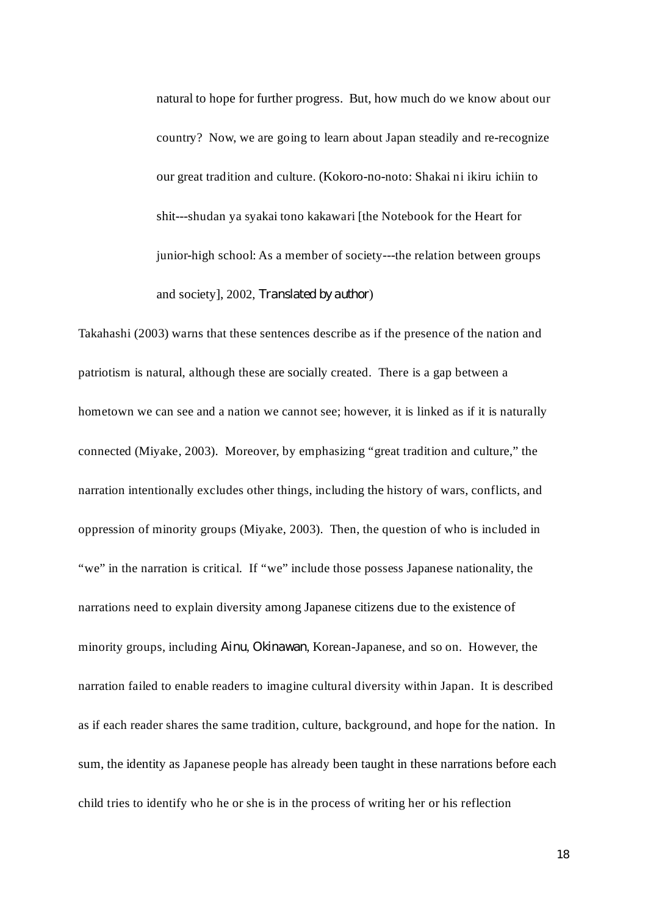> natural to hope for further progress. But, how much do we know about our country? Now, we are going to learn about Japan steadily and re-recognize our great tradition and culture. (Kokoro-no-noto: Shakai ni ikiru ichiin to shit---shudan ya syakai tono kakawari [the Notebook for the Heart for junior-high school: As a member of society---the relation between groups and society], 2002, Translated by author)

Takahashi (2003) warns that these sentences describe as if the presence of the nation and patriotism is natural, although these are socially created. There is a gap between a hometown we can see and a nation we cannot see; however, it is linked as if it is naturally connected (Miyake, 2003). Moreover, by emphasizing "great tradition and culture," the narration intentionally excludes other things, including the history of wars, conflicts, and oppression of minority groups (Miyake, 2003). Then, the question of who is included in "we" in the narration is critical. If "we" include those possess Japanese nationality, the narrations need to explain diversity among Japanese citizens due to the existence of minority groups, including Ainu, Okinawan, Korean-Japanese, and so on. However, the narration failed to enable readers to imagine cultural diversity within Japan. It is described as if each reader shares the same tradition, culture, background, and hope for the nation. In sum, the identity as Japanese people has already been taught in these narrations before each child tries to identify who he or she is in the process of writing her or his reflection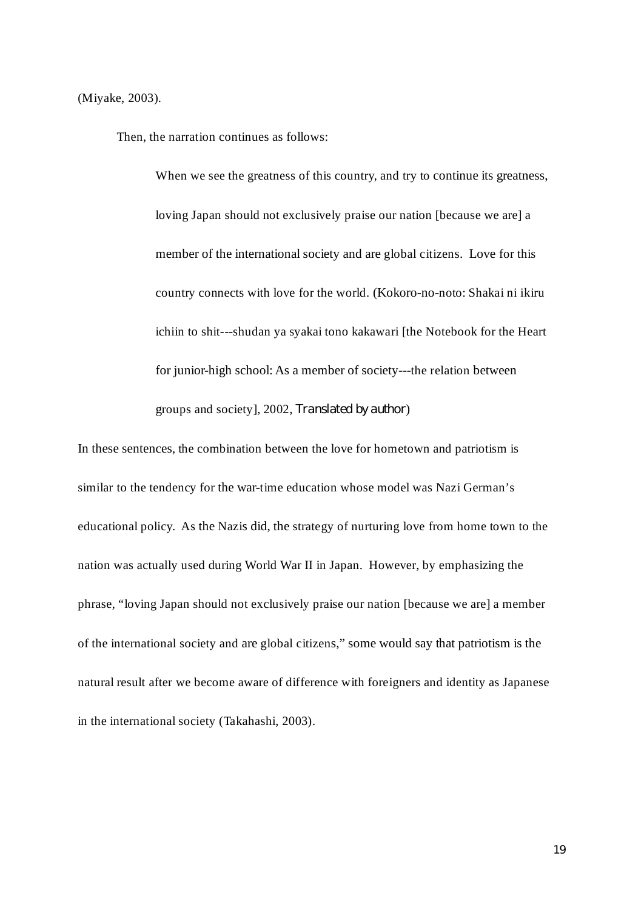(Miyake, 2003).

Then, the narration continues as follows:

> When we see the greatness of this country, and try to continue its greatness, loving Japan should not exclusively praise our nation [because we are] a member of the international society and are global citizens. Love for this country connects with love for the world. (Kokoro-no-noto: Shakai ni ikiru ichiin to shit---shudan ya syakai tono kakawari [the Notebook for the Heart for junior-high school: As a member of society---the relation between groups and society], 2002, *Translated by author*)

In these sentences, the combination between the love for hometown and patriotism is similar to the tendency for the war-time education whose model was Nazi German's educational policy. As the Nazis did, the strategy of nurturing love from home town to the nation was actually used during World War II in Japan. However, by emphasizing the phrase, "loving Japan should not exclusively praise our nation [because we are] a member of the international society and are global citizens," some would say that patriotism is the natural result after we become aware of difference with foreigners and identity as Japanese in the international society (Takahashi, 2003).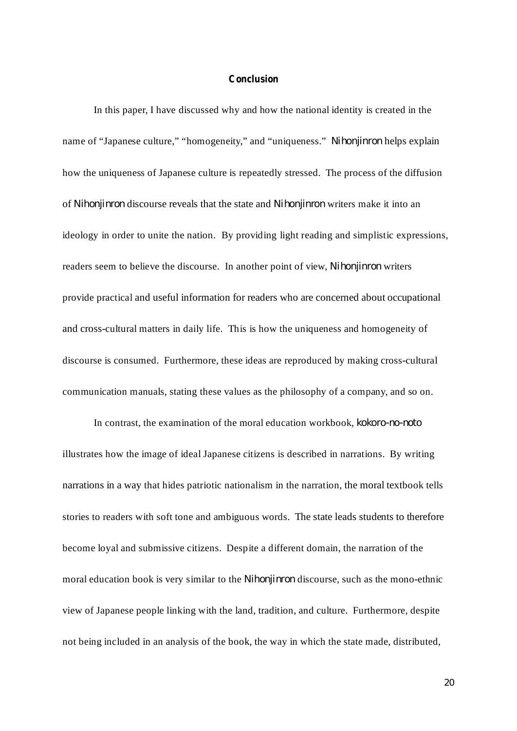## Conclusion

In this paper, I have discussed why and how the national identity is created in the name of “Japanese culture,” “homogeneity,” and “uniqueness.” *Nihonjinron* helps explain how the uniqueness of Japanese culture is repeatedly stressed. The process of the diffusion of *Nihonjinron* discourse reveals that the state and *Nihonjinron* writers make it into an ideology in order to unite the nation. By providing light reading and simplistic expressions, readers seem to believe the discourse. In another point of view, *Nihonjinron* writers provide practical and useful information for readers who are concerned about occupational and cross-cultural matters in daily life. This is how the uniqueness and homogeneity of discourse is consumed. Furthermore, these ideas are reproduced by making cross-cultural communication manuals, stating these values as the philosophy of a company, and so on.

In contrast, the examination of the moral education workbook, *kokoro-no-noto* illustrates how the image of ideal Japanese citizens is described in narrations. By writing narrations in a way that hides patriotic nationalism in the narration, the moral textbook tells stories to readers with soft tone and ambiguous words. The state leads students to therefore become loyal and submissive citizens. Despite a different domain, the narration of the moral education book is very similar to the *Nihonjinron* discourse, such as the mono-ethnic view of Japanese people linking with the land, tradition, and culture. Furthermore, despite not being included in an analysis of the book, the way in which the state made, distributed,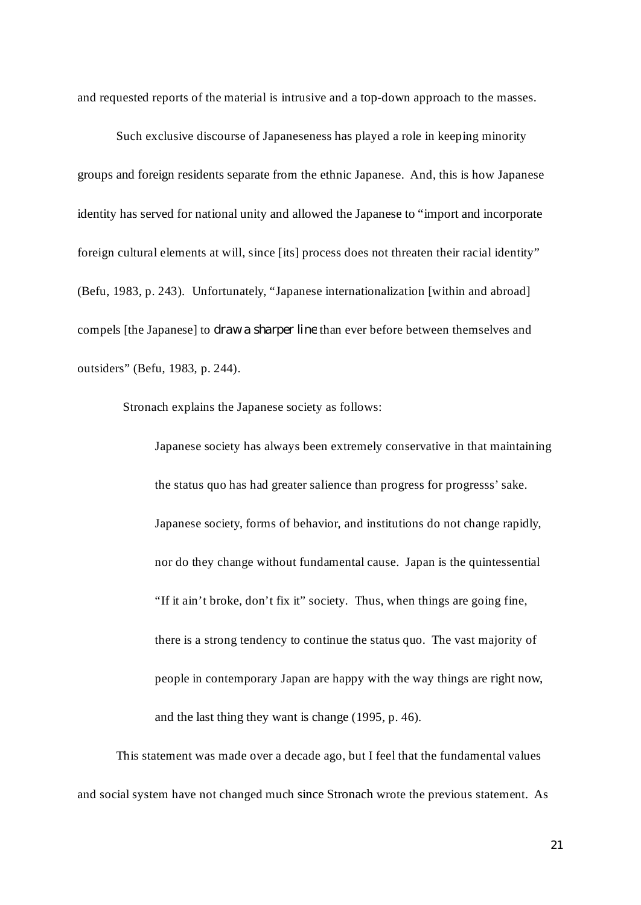and requested reports of the material is intrusive and a top-down approach to the masses.

Such exclusive discourse of Japaneseness has played a role in keeping minority groups and foreign residents separate from the ethnic Japanese. And, this is how Japanese identity has served for national unity and allowed the Japanese to "import and incorporate foreign cultural elements at will, since [its] process does not threaten their racial identity" (Befu, 1983, p. 243). Unfortunately, "Japanese internationalization [within and abroad] compels [the Japanese] to *draw a sharper line* than ever before between themselves and outsiders" (Befu, 1983, p. 244).

Stronach explains the Japanese society as follows:

> Japanese society has always been extremely conservative in that maintaining the status quo has had greater salience than progress for progresss' sake. Japanese society, forms of behavior, and institutions do not change rapidly, nor do they change without fundamental cause. Japan is the quintessential "If it ain't broke, don't fix it" society. Thus, when things are going fine, there is a strong tendency to continue the status quo. The vast majority of people in contemporary Japan are happy with the way things are right now, and the last thing they want is change (1995, p. 46).

This statement was made over a decade ago, but I feel that the fundamental values and social system have not changed much since Stronach wrote the previous statement. As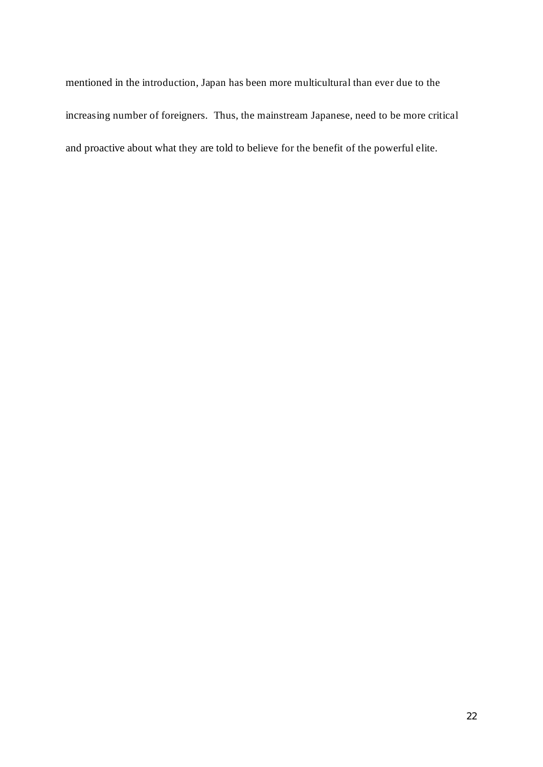mentioned in the introduction, Japan has been more multicultural than ever due to the increasing number of foreigners. Thus, the mainstream Japanese, need to be more critical and proactive about what they are told to believe for the benefit of the powerful elite.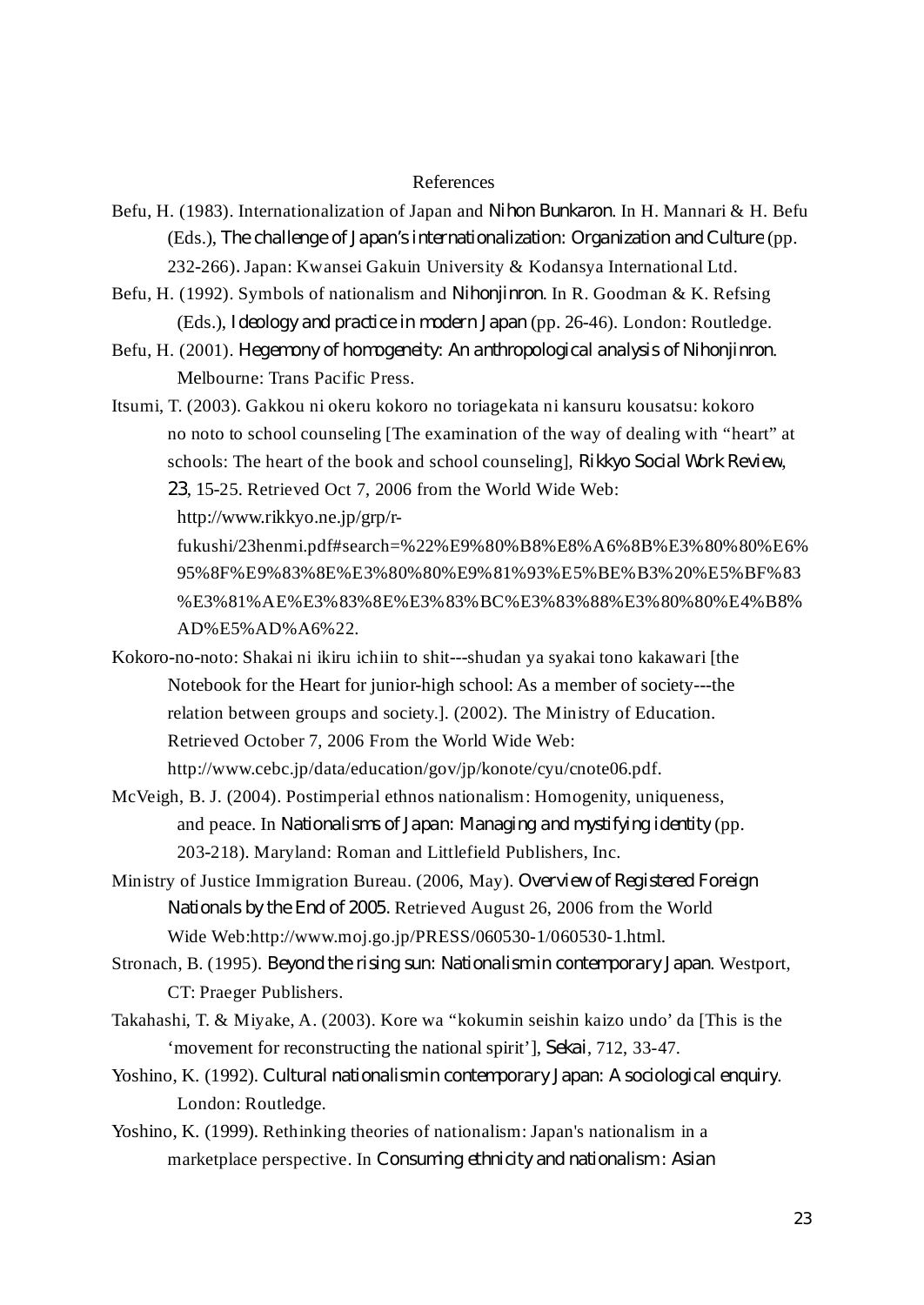## References

Befu, H. (1983). Internationalization of Japan and *Nihon Bunkaron*. In H. Mannari & H. Befu (Eds.), *The challenge of Japan's internationalization: Organization and Culture* (pp. 232-266). Japan: Kwansei Gakuin University & Kodansya International Ltd.

Befu, H. (1992). Symbols of nationalism and *Nihonjinron*. In R. Goodman & K. Refsing (Eds.), *Ideology and practice in modern Japan* (pp. 26-46). London: Routledge.

Befu, H. (2001). *Hegemony of homogeneity: An anthropological analysis of Nihonjinron.* Melbourne: Trans Pacific Press.

Itsumi, T. (2003). Gakkou ni okeru kokoro no toriagekata ni kansuru kousatsu: kokoro no noto to school counseling [The examination of the way of dealing with "heart" at schools: The heart of the book and school counseling], *Rikkyo Social Work Review*, *23*, 15-25. Retrieved Oct 7, 2006 from the World Wide Web: http://www.rikkyo.ne.jp/grp/r-fukushi/23henmi.pdf#search=%22%E9%80%B8%E8%A6%8B%E3%80%80%E6%95%8F%E9%83%8E%E3%80%80%E9%81%93%E5%BE%B3%20%E5%BF%83%E3%81%AE%E3%83%8E%E3%83%BC%E3%83%88%E3%80%80%E4%B8%AD%E5%AD%A6%22.

Kokoro-no-noto: Shakai ni ikiru ichiin to shit---shudan ya syakai tono kakawari [the Notebook for the Heart for junior-high school: As a member of society---the relation between groups and society.]. (2002). The Ministry of Education. Retrieved October 7, 2006 From the World Wide Web: http://www.cebc.jp/data/education/gov/jp/konote/cyu/cnote06.pdf.

McVeigh, B. J. (2004). Postimperial ethnos nationalism: Homogenity, uniqueness, and peace. In *Nationalisms of Japan: Managing and mystifying identity* (pp. 203-218). Maryland: Roman and Littlefield Publishers, Inc.

Ministry of Justice Immigration Bureau. (2006, May). *Overview of Registered Foreign Nationals by the End of 2005*. Retrieved August 26, 2006 from the World Wide Web:http://www.moj.go.jp/PRESS/060530-1/060530-1.html.

Stronach, B. (1995). *Beyond the rising sun: Nationalism in contemporary Japan*. Westport, CT: Praeger Publishers.

Takahashi, T. & Miyake, A. (2003). Kore wa "kokumin seishin kaizo undo' da [This is the 'movement for reconstructing the national spirit'], *Sekai*, 712, 33-47.

Yoshino, K. (1992). *Cultural nationalism in contemporary Japan: A sociological enquiry*. London: Routledge.

Yoshino, K. (1999). Rethinking theories of nationalism: Japan's nationalism in a marketplace perspective. In *Consuming ethnicity and nationalism: Asian*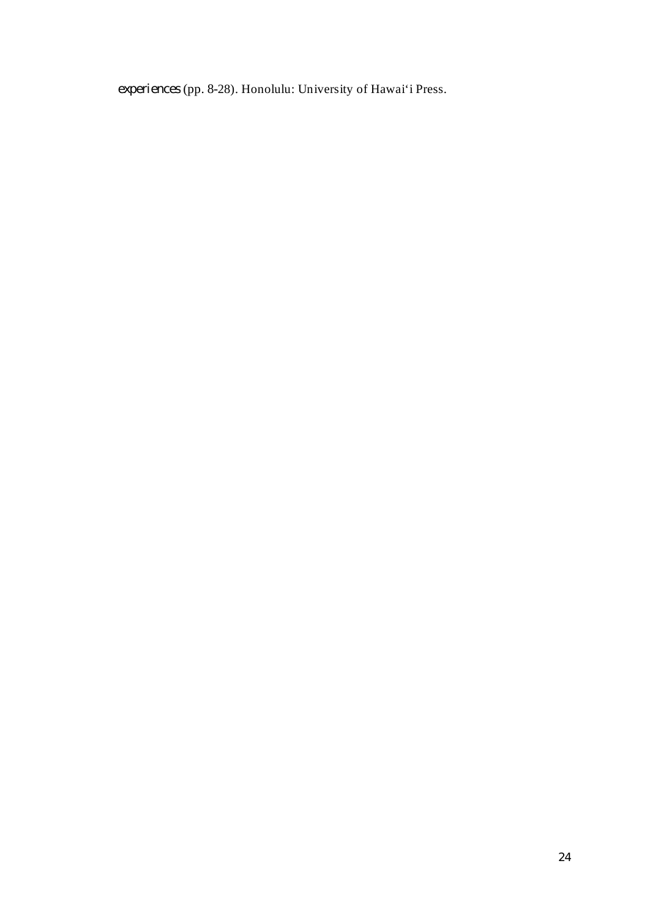*experiences* (pp. 8-28). Honolulu: University of Hawai'i Press.